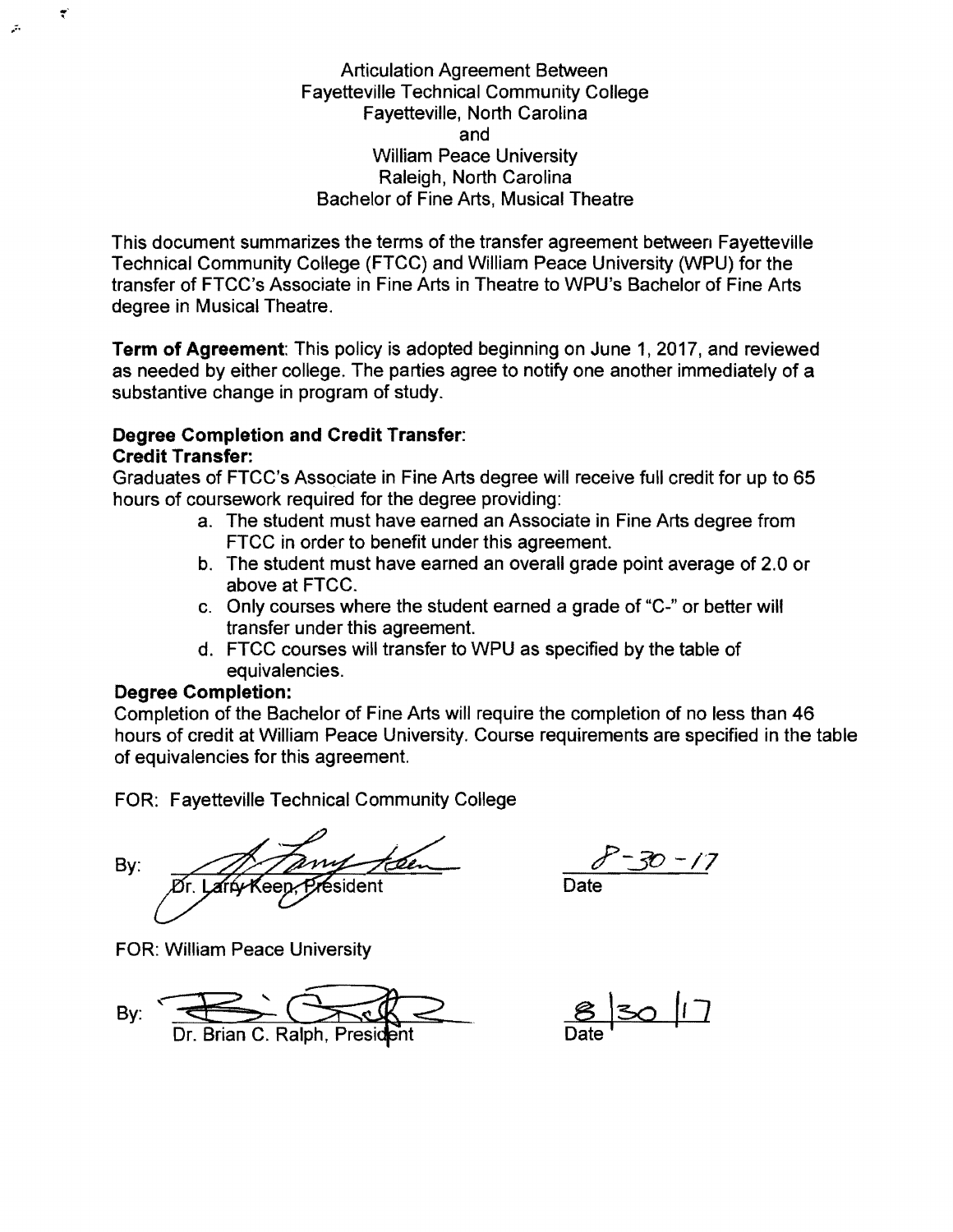Articulation Agreement Between
Fayetteville Technical Community College
Fayetteville, North Carolina
and
William Peace University
Raleigh, North Carolina
Bachelor of Fine Arts, Musical Theatre

This document summarizes the terms of the transfer agreement between Fayetteville Technical Community College (FTCC) and William Peace University (WPU) for the transfer of FTCC's Associate in Fine Arts in Theatre to WPU's Bachelor of Fine Arts degree in Musical Theatre.

**Term of Agreement**: This policy is adopted beginning on June 1, 2017, and reviewed as needed by either college. The parties agree to notify one another immediately of a substantive change in program of study.

**Degree Completion and Credit Transfer:**

**Credit Transfer:**

Graduates of FTCC's Associate in Fine Arts degree will receive full credit for up to 65 hours of coursework required for the degree providing:

a. The student must have earned an Associate in Fine Arts degree from FTCC in order to benefit under this agreement.
b. The student must have earned an overall grade point average of 2.0 or above at FTCC.
c. Only courses where the student earned a grade of "C-" or better will transfer under this agreement.
d. FTCC courses will transfer to WPU as specified by the table of equivalencies.

**Degree Completion:**

Completion of the Bachelor of Fine Arts will require the completion of no less than 46 hours of credit at William Peace University. Course requirements are specified in the table of equivalencies for this agreement.

FOR: Fayetteville Technical Community College

By: Dr. Larry Keen, President — Date: 8-30-17

FOR: William Peace University

By: Dr. Brian C. Ralph, President — Date: 8/30/17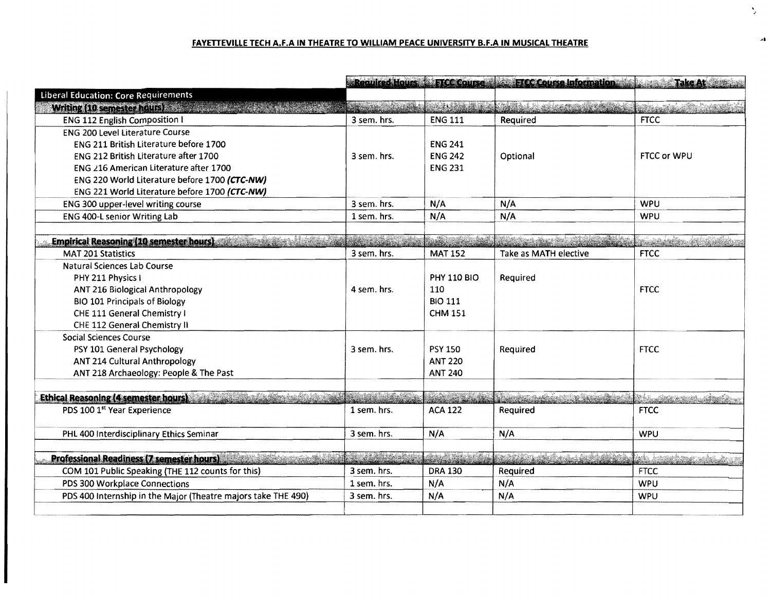# FAYETTEVILLE TECH A.F.A IN THEATRE TO WILLIAM PEACE UNIVERSITY B.F.A IN MUSICAL THEATRE

| | Required Hours | FTCC Course | FTCC Course Information | Take At |
|---|---|---|---|---|
| **Liberal Education: Core Requirements** | | | | |
| **Writing (10 semester hours)** | | | | |
| ENG 112 English Composition I | 3 sem. hrs. | ENG 111 | Required | FTCC |
| ENG 200 Level Literature Course<br>ENG 211 British Literature before 1700<br>ENG 212 British Literature after 1700<br>ENG 216 American Literature after 1700<br>ENG 220 World Literature before 1700 ***(CTC-NW)***<br>ENG 221 World Literature before 1700 ***(CTC-NW)*** | 3 sem. hrs. | ENG 241<br>ENG 242<br>ENG 231 | Optional | FTCC or WPU |
| ENG 300 upper-level writing course | 3 sem. hrs. | N/A | N/A | WPU |
| ENG 400-L senior Writing Lab | 1 sem. hrs. | N/A | N/A | WPU |
| | | | | |
| **Empirical Reasoning (10 semester hours)** | | | | |
| MAT 201 Statistics | 3 sem. hrs. | MAT 152 | Take as MATH elective | FTCC |
| Natural Sciences Lab Course<br>PHY 211 Physics I<br>ANT 216 Biological Anthropology<br>BIO 101 Principals of Biology<br>CHE 111 General Chemistry I<br>CHE 112 General Chemistry II | 4 sem. hrs. | PHY 110 BIO 110<br>BIO 111<br>CHM 151 | Required | FTCC |
| Social Sciences Course<br>PSY 101 General Psychology<br>ANT 214 Cultural Anthropology<br>ANT 218 Archaeology: People & The Past | 3 sem. hrs. | PSY 150<br>ANT 220<br>ANT 240 | Required | FTCC |
| | | | | |
| **Ethical Reasoning (4 semester hours)** | | | | |
| PDS 100 1st Year Experience | 1 sem. hrs. | ACA 122 | Required | FTCC |
| PHL 400 Interdisciplinary Ethics Seminar | 3 sem. hrs. | N/A | N/A | WPU |
| | | | | |
| **Professional Readiness (7 semester hours)** | | | | |
| COM 101 Public Speaking (THE 112 counts for this) | 3 sem. hrs. | DRA 130 | Required | FTCC |
| PDS 300 Workplace Connections | 1 sem. hrs. | N/A | N/A | WPU |
| PDS 400 Internship in the Major (Theatre majors take THE 490) | 3 sem. hrs. | N/A | N/A | WPU |
| | | | | |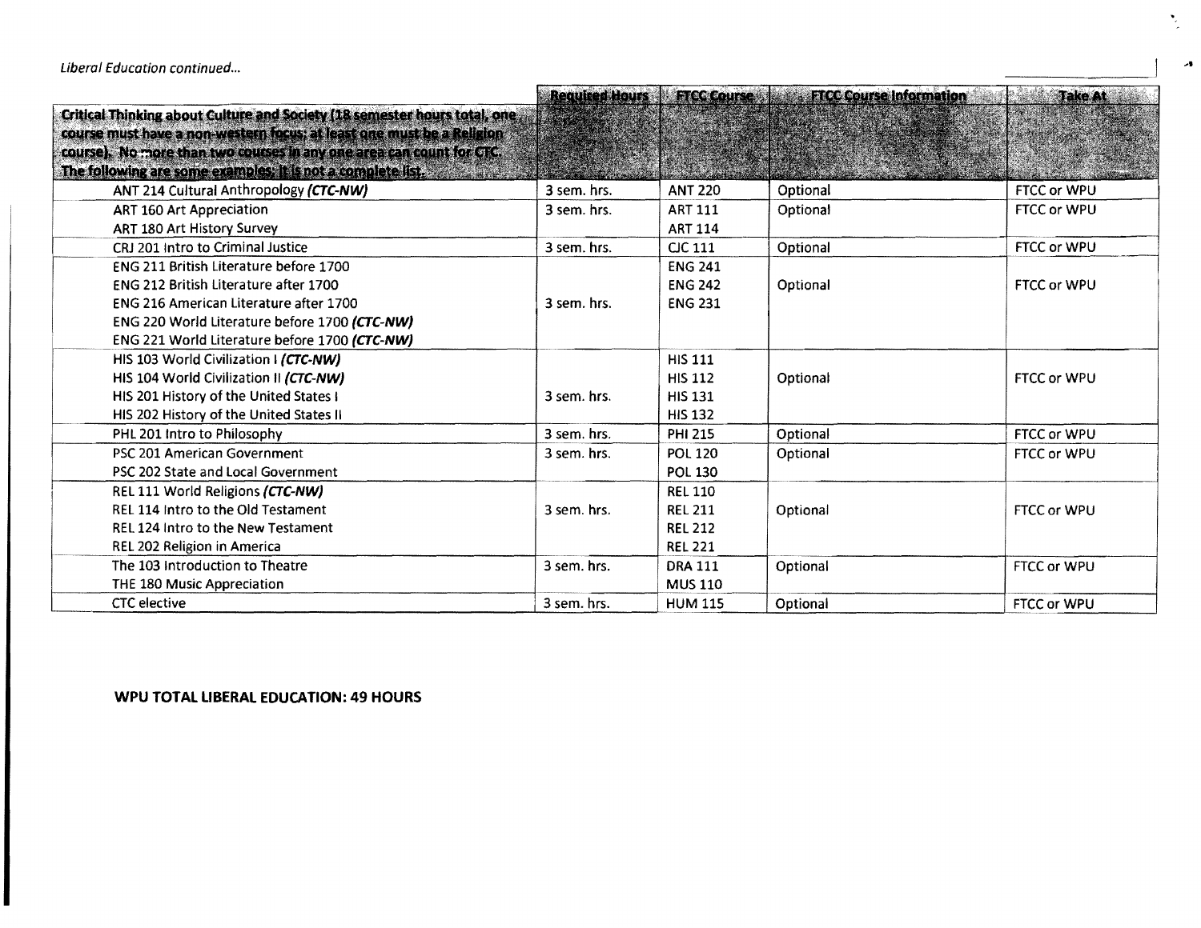*Liberal Education continued...*

| | Required Hours | FTCC Course | FTCC Course Information | Take At |
|---|---|---|---|---|
| **Critical Thinking about Culture and Society (18 semester hours total, one course must have a non-western focus; at least one must be a Religion course). No more than two courses in any one area can count for CTC. The following are some examples; it is not a complete list.** | | | | |
| ANT 214 Cultural Anthropology ***(CTC-NW)*** | 3 sem. hrs. | ANT 220 | Optional | FTCC or WPU |
| ART 160 Art Appreciation<br>ART 180 Art History Survey | 3 sem. hrs. | ART 111<br>ART 114 | Optional | FTCC or WPU |
| CRJ 201 Intro to Criminal Justice | 3 sem. hrs. | CJC 111 | Optional | FTCC or WPU |
| ENG 211 British Literature before 1700<br>ENG 212 British Literature after 1700<br>ENG 216 American Literature after 1700<br>ENG 220 World Literature before 1700 ***(CTC-NW)***<br>ENG 221 World Literature before 1700 ***(CTC-NW)*** | 3 sem. hrs. | ENG 241<br>ENG 242<br>ENG 231 | Optional | FTCC or WPU |
| HIS 103 World Civilization I ***(CTC-NW)***<br>HIS 104 World Civilization II ***(CTC-NW)***<br>HIS 201 History of the United States I<br>HIS 202 History of the United States II | 3 sem. hrs. | HIS 111<br>HIS 112<br>HIS 131<br>HIS 132 | Optional | FTCC or WPU |
| PHL 201 Intro to Philosophy | 3 sem. hrs. | PHI 215 | Optional | FTCC or WPU |
| PSC 201 American Government<br>PSC 202 State and Local Government | 3 sem. hrs. | POL 120<br>POL 130 | Optional | FTCC or WPU |
| REL 111 World Religions ***(CTC-NW)***<br>REL 114 Intro to the Old Testament<br>REL 124 Intro to the New Testament<br>REL 202 Religion in America | 3 sem. hrs. | REL 110<br>REL 211<br>REL 212<br>REL 221 | Optional | FTCC or WPU |
| The 103 Introduction to Theatre<br>THE 180 Music Appreciation | 3 sem. hrs. | DRA 111<br>MUS 110 | Optional | FTCC or WPU |
| CTC elective | 3 sem. hrs. | HUM 115 | Optional | FTCC or WPU |

**WPU TOTAL LIBERAL EDUCATION: 49 HOURS**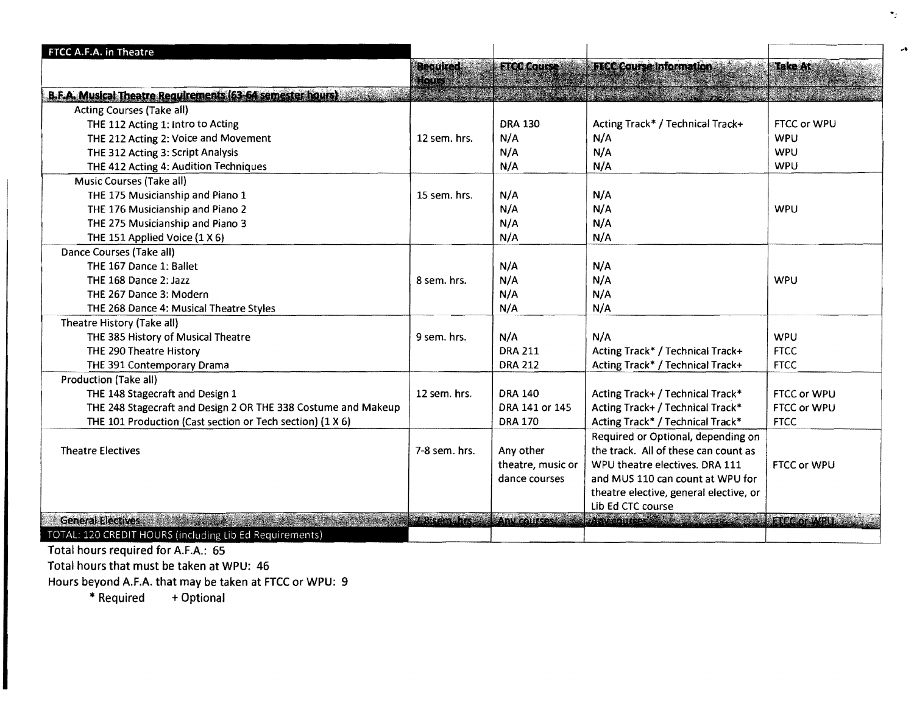| FTCC A.F.A. in Theatre | Required Hours | FTCC Course | FTCC Course Information | Take At |
|---|---|---|---|---|
| **B.F.A. Musical Theatre Requirements (63-64 semester hours)** | | | | |
| Acting Courses (Take all) | | | | |
| THE 112 Acting 1: Intro to Acting | 12 sem. hrs. | DRA 130 | Acting Track* / Technical Track+ | FTCC or WPU |
| THE 212 Acting 2: Voice and Movement | | N/A | N/A | WPU |
| THE 312 Acting 3: Script Analysis | | N/A | N/A | WPU |
| THE 412 Acting 4: Audition Techniques | | N/A | N/A | WPU |
| Music Courses (Take all) | | | | |
| THE 175 Musicianship and Piano 1 | 15 sem. hrs. | N/A | N/A | WPU |
| THE 176 Musicianship and Piano 2 | | N/A | N/A | |
| THE 275 Musicianship and Piano 3 | | N/A | N/A | |
| THE 151 Applied Voice (1 X 6) | | N/A | N/A | |
| Dance Courses (Take all) | | | | |
| THE 167 Dance 1: Ballet | 8 sem. hrs. | N/A | N/A | WPU |
| THE 168 Dance 2: Jazz | | N/A | N/A | |
| THE 267 Dance 3: Modern | | N/A | N/A | |
| THE 268 Dance 4: Musical Theatre Styles | | N/A | N/A | |
| Theatre History (Take all) | | | | |
| THE 385 History of Musical Theatre | 9 sem. hrs. | N/A | N/A | WPU |
| THE 290 Theatre History | | DRA 211 | Acting Track* / Technical Track+ | FTCC |
| THE 391 Contemporary Drama | | DRA 212 | Acting Track* / Technical Track+ | FTCC |
| Production (Take all) | | | | |
| THE 148 Stagecraft and Design 1 | 12 sem. hrs. | DRA 140 | Acting Track+ / Technical Track* | FTCC or WPU |
| THE 248 Stagecraft and Design 2 OR THE 338 Costume and Makeup | | DRA 141 or 145 | Acting Track+ / Technical Track* | FTCC or WPU |
| THE 101 Production (Cast section or Tech section) (1 X 6) | | DRA 170 | Acting Track* / Technical Track* | FTCC |
| Theatre Electives | 7-8 sem. hrs. | Any other theatre, music or dance courses | Required or Optional, depending on the track. All of these can count as WPU theatre electives. DRA 111 and MUS 110 can count at WPU for theatre elective, general elective, or Lib Ed CTC course | FTCC or WPU |
| General Electives | 7-8 sem. hrs. | Any courses | Any courses | FTCC or WPU |
| TOTAL: 120 CREDIT HOURS (including Lib Ed Requirements) | | | | |

Total hours required for A.F.A.: 65

Total hours that must be taken at WPU: 46

Hours beyond A.F.A. that may be taken at FTCC or WPU: 9

\* Required + Optional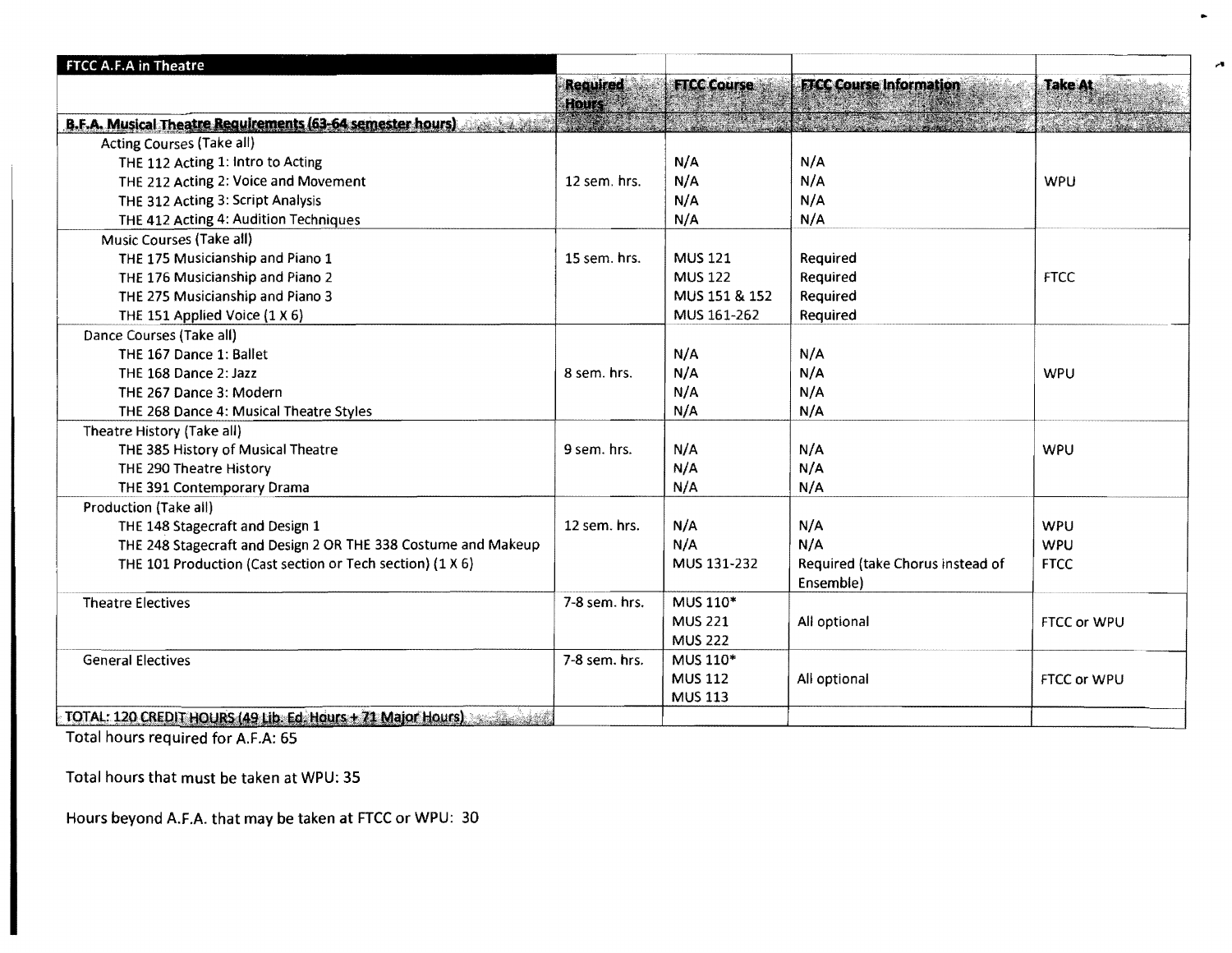| FTCC A.F.A in Theatre | Required Hours | FTCC Course | FTCC Course Information | Take At |
|---|---|---|---|---|
| **B.F.A. Musical Theatre Requirements (63-64 semester hours)** | | | | |
| Acting Courses (Take all)<br>THE 112 Acting 1: Intro to Acting<br>THE 212 Acting 2: Voice and Movement<br>THE 312 Acting 3: Script Analysis<br>THE 412 Acting 4: Audition Techniques | 12 sem. hrs. | N/A<br>N/A<br>N/A<br>N/A | N/A<br>N/A<br>N/A<br>N/A | WPU |
| Music Courses (Take all)<br>THE 175 Musicianship and Piano 1<br>THE 176 Musicianship and Piano 2<br>THE 275 Musicianship and Piano 3<br>THE 151 Applied Voice (1 X 6) | 15 sem. hrs. | MUS 121<br>MUS 122<br>MUS 151 & 152<br>MUS 161-262 | Required<br>Required<br>Required<br>Required | FTCC |
| Dance Courses (Take all)<br>THE 167 Dance 1: Ballet<br>THE 168 Dance 2: Jazz<br>THE 267 Dance 3: Modern<br>THE 268 Dance 4: Musical Theatre Styles | 8 sem. hrs. | N/A<br>N/A<br>N/A<br>N/A | N/A<br>N/A<br>N/A<br>N/A | WPU |
| Theatre History (Take all)<br>THE 385 History of Musical Theatre<br>THE 290 Theatre History<br>THE 391 Contemporary Drama | 9 sem. hrs. | N/A<br>N/A<br>N/A | N/A<br>N/A<br>N/A | WPU |
| Production (Take all)<br>THE 148 Stagecraft and Design 1<br>THE 248 Stagecraft and Design 2 OR THE 338 Costume and Makeup<br>THE 101 Production (Cast section or Tech section) (1 X 6) | 12 sem. hrs. | N/A<br>N/A<br>MUS 131-232 | N/A<br>N/A<br>Required (take Chorus instead of Ensemble) | WPU<br>WPU<br>FTCC |
| Theatre Electives | 7-8 sem. hrs. | MUS 110*<br>MUS 221<br>MUS 222 | All optional | FTCC or WPU |
| General Electives | 7-8 sem. hrs. | MUS 110*<br>MUS 112<br>MUS 113 | All optional | FTCC or WPU |
| TOTAL: 120 CREDIT HOURS (49 Lib. Ed. Hours + 71 Major Hours) | | | | |

Total hours required for A.F.A: 65

Total hours that must be taken at WPU: 35

Hours beyond A.F.A. that may be taken at FTCC or WPU: 30